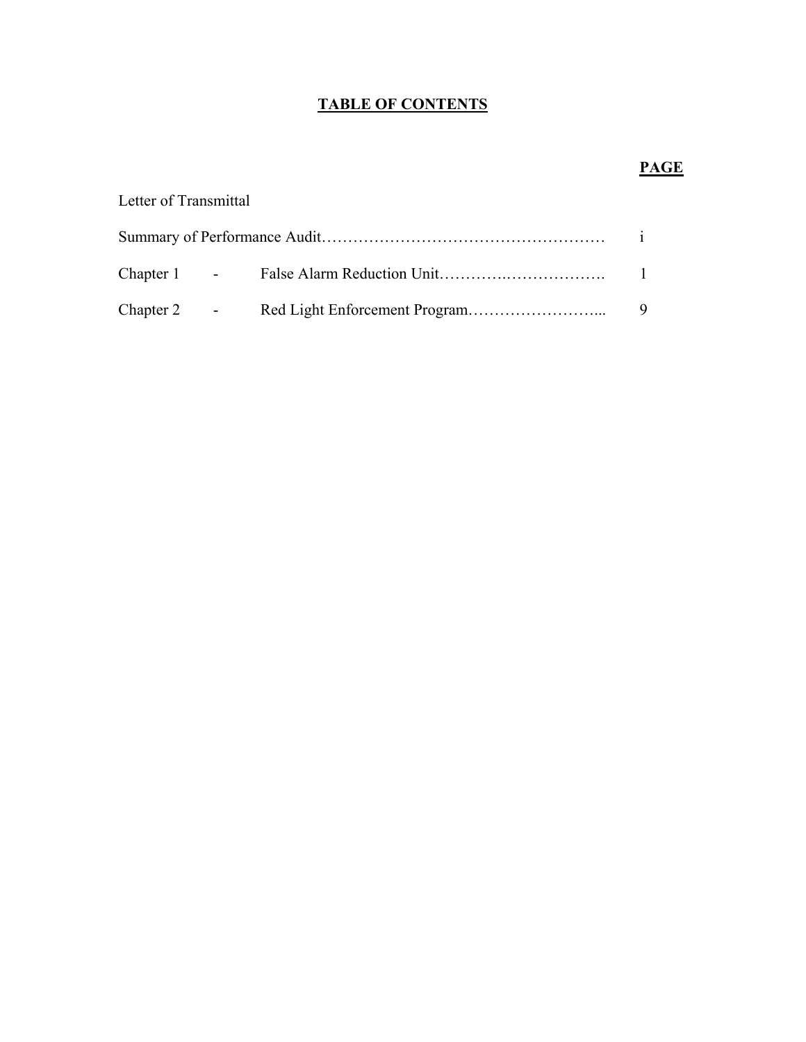# TABLE OF CONTENTS

| | PAGE |
|---|---|
| Letter of Transmittal | |
| Summary of Performance Audit | i |
| Chapter 1 - False Alarm Reduction Unit | 1 |
| Chapter 2 - Red Light Enforcement Program | 9 |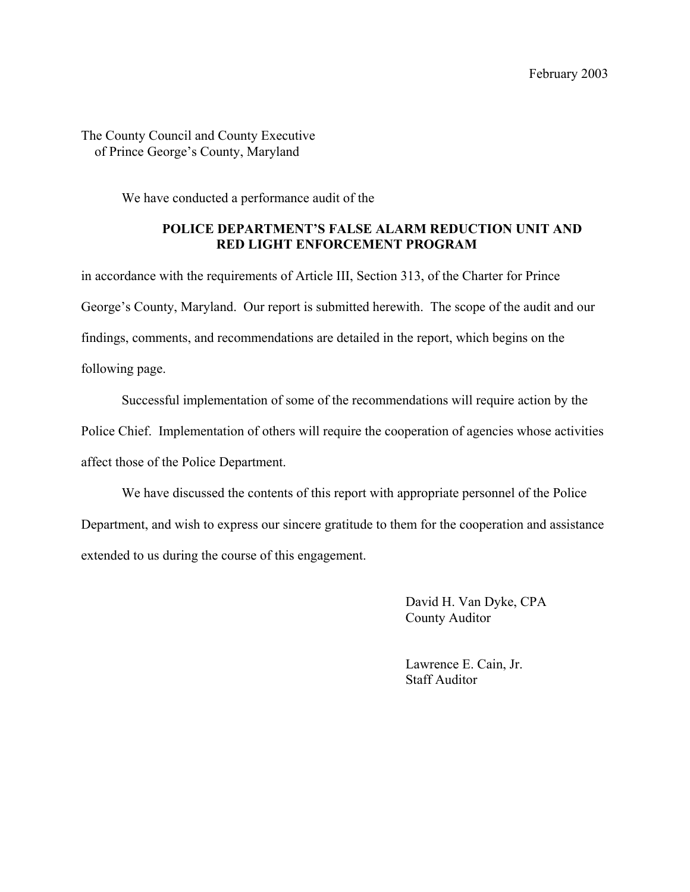February 2003

The County Council and County Executive
of Prince George's County, Maryland

We have conducted a performance audit of the

**POLICE DEPARTMENT'S FALSE ALARM REDUCTION UNIT AND RED LIGHT ENFORCEMENT PROGRAM**

in accordance with the requirements of Article III, Section 313, of the Charter for Prince George's County, Maryland. Our report is submitted herewith. The scope of the audit and our findings, comments, and recommendations are detailed in the report, which begins on the following page.

Successful implementation of some of the recommendations will require action by the Police Chief. Implementation of others will require the cooperation of agencies whose activities affect those of the Police Department.

We have discussed the contents of this report with appropriate personnel of the Police Department, and wish to express our sincere gratitude to them for the cooperation and assistance extended to us during the course of this engagement.

David H. Van Dyke, CPA
County Auditor

Lawrence E. Cain, Jr.
Staff Auditor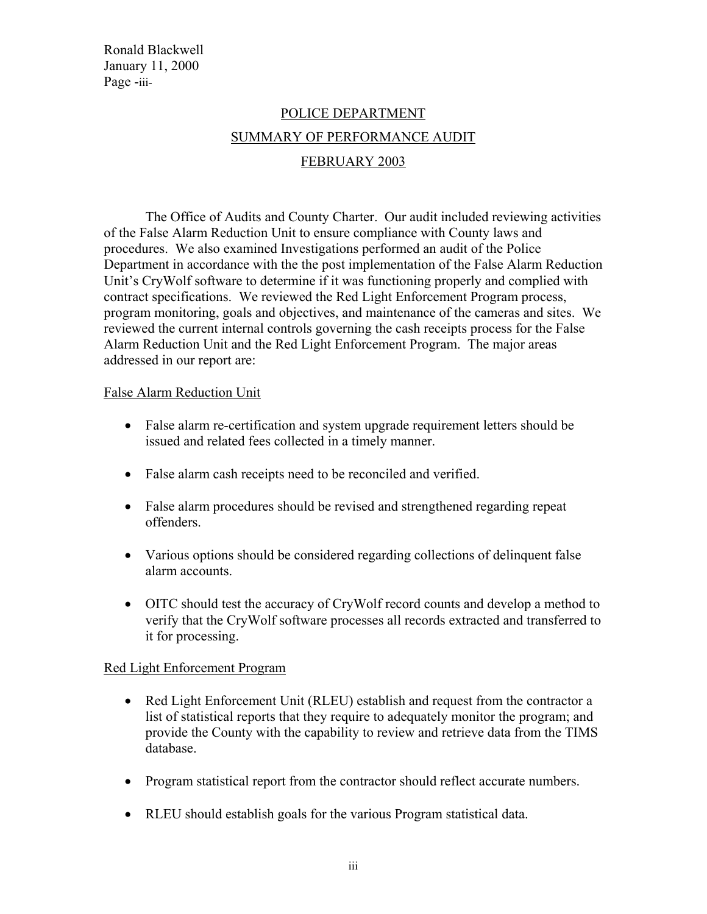POLICE DEPARTMENT

SUMMARY OF PERFORMANCE AUDIT

FEBRUARY 2003

The Office of Audits and County Charter. Our audit included reviewing activities of the False Alarm Reduction Unit to ensure compliance with County laws and procedures. We also examined Investigations performed an audit of the Police Department in accordance with the the post implementation of the False Alarm Reduction Unit's CryWolf software to determine if it was functioning properly and complied with contract specifications. We reviewed the Red Light Enforcement Program process, program monitoring, goals and objectives, and maintenance of the cameras and sites. We reviewed the current internal controls governing the cash receipts process for the False Alarm Reduction Unit and the Red Light Enforcement Program. The major areas addressed in our report are:

False Alarm Reduction Unit

- False alarm re-certification and system upgrade requirement letters should be issued and related fees collected in a timely manner.
- False alarm cash receipts need to be reconciled and verified.
- False alarm procedures should be revised and strengthened regarding repeat offenders.
- Various options should be considered regarding collections of delinquent false alarm accounts.
- OITC should test the accuracy of CryWolf record counts and develop a method to verify that the CryWolf software processes all records extracted and transferred to it for processing.

Red Light Enforcement Program

- Red Light Enforcement Unit (RLEU) establish and request from the contractor a list of statistical reports that they require to adequately monitor the program; and provide the County with the capability to review and retrieve data from the TIMS database.
- Program statistical report from the contractor should reflect accurate numbers.
- RLEU should establish goals for the various Program statistical data.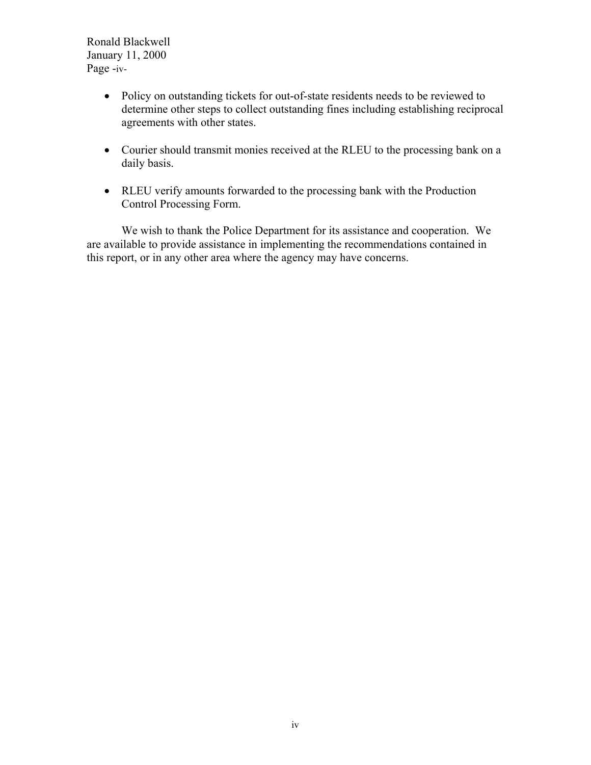- Policy on outstanding tickets for out-of-state residents needs to be reviewed to determine other steps to collect outstanding fines including establishing reciprocal agreements with other states.

- Courier should transmit monies received at the RLEU to the processing bank on a daily basis.

- RLEU verify amounts forwarded to the processing bank with the Production Control Processing Form.

We wish to thank the Police Department for its assistance and cooperation. We are available to provide assistance in implementing the recommendations contained in this report, or in any other area where the agency may have concerns.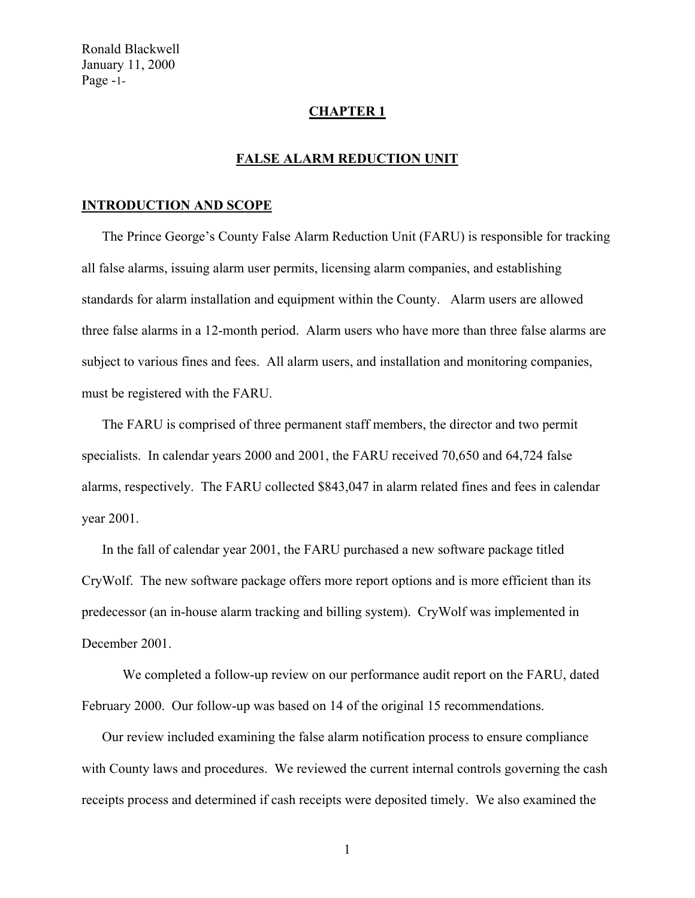# CHAPTER 1

## FALSE ALARM REDUCTION UNIT

### INTRODUCTION AND SCOPE

The Prince George's County False Alarm Reduction Unit (FARU) is responsible for tracking all false alarms, issuing alarm user permits, licensing alarm companies, and establishing standards for alarm installation and equipment within the County. Alarm users are allowed three false alarms in a 12-month period. Alarm users who have more than three false alarms are subject to various fines and fees. All alarm users, and installation and monitoring companies, must be registered with the FARU.

The FARU is comprised of three permanent staff members, the director and two permit specialists. In calendar years 2000 and 2001, the FARU received 70,650 and 64,724 false alarms, respectively. The FARU collected $843,047 in alarm related fines and fees in calendar year 2001.

In the fall of calendar year 2001, the FARU purchased a new software package titled CryWolf. The new software package offers more report options and is more efficient than its predecessor (an in-house alarm tracking and billing system). CryWolf was implemented in December 2001.

We completed a follow-up review on our performance audit report on the FARU, dated February 2000. Our follow-up was based on 14 of the original 15 recommendations.

Our review included examining the false alarm notification process to ensure compliance with County laws and procedures. We reviewed the current internal controls governing the cash receipts process and determined if cash receipts were deposited timely. We also examined the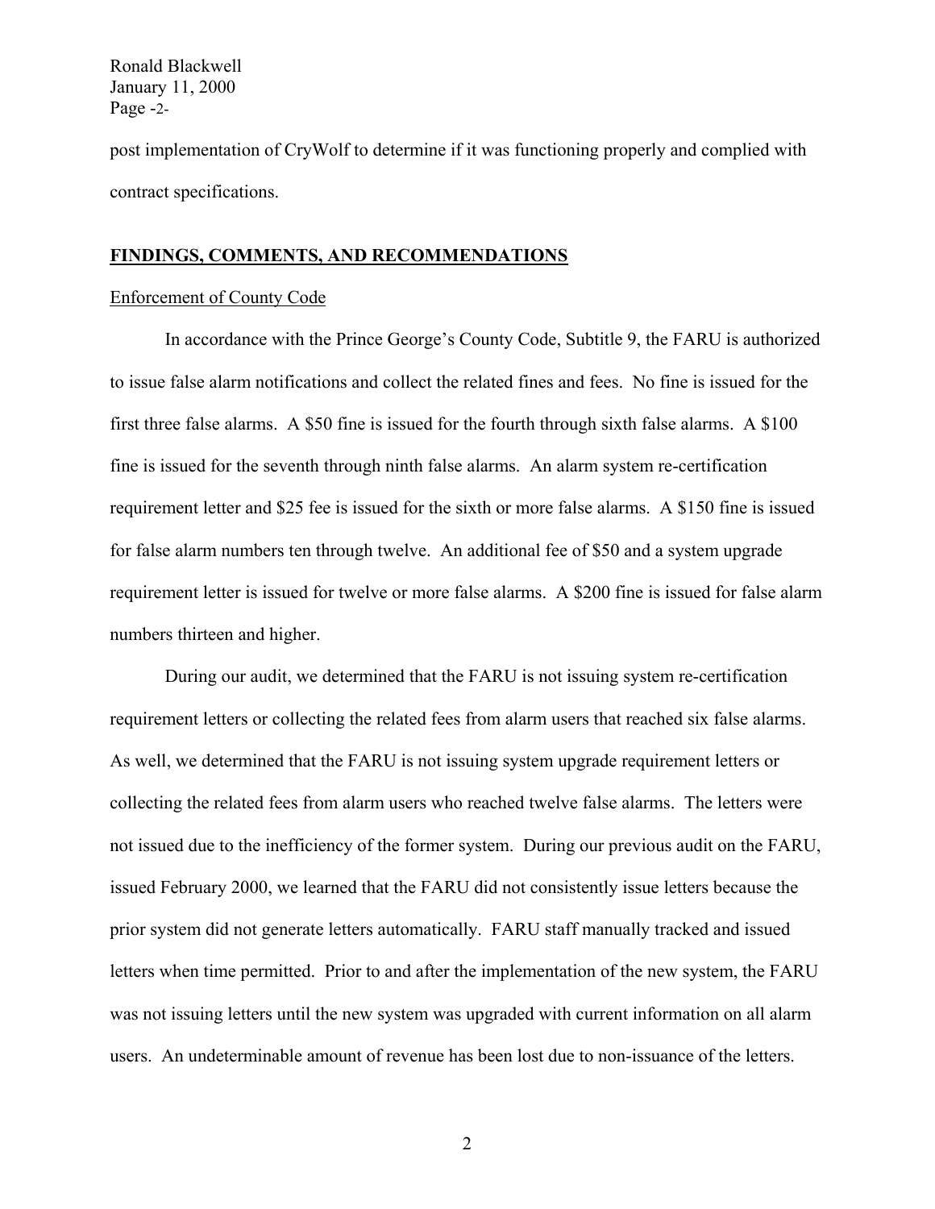post implementation of CryWolf to determine if it was functioning properly and complied with contract specifications.

## **FINDINGS, COMMENTS, AND RECOMMENDATIONS**

### Enforcement of County Code

In accordance with the Prince George's County Code, Subtitle 9, the FARU is authorized to issue false alarm notifications and collect the related fines and fees. No fine is issued for the first three false alarms. A $50 fine is issued for the fourth through sixth false alarms. A $100 fine is issued for the seventh through ninth false alarms. An alarm system re-certification requirement letter and $25 fee is issued for the sixth or more false alarms. A $150 fine is issued for false alarm numbers ten through twelve. An additional fee of $50 and a system upgrade requirement letter is issued for twelve or more false alarms. A $200 fine is issued for false alarm numbers thirteen and higher.

During our audit, we determined that the FARU is not issuing system re-certification requirement letters or collecting the related fees from alarm users that reached six false alarms. As well, we determined that the FARU is not issuing system upgrade requirement letters or collecting the related fees from alarm users who reached twelve false alarms. The letters were not issued due to the inefficiency of the former system. During our previous audit on the FARU, issued February 2000, we learned that the FARU did not consistently issue letters because the prior system did not generate letters automatically. FARU staff manually tracked and issued letters when time permitted. Prior to and after the implementation of the new system, the FARU was not issuing letters until the new system was upgraded with current information on all alarm users. An undeterminable amount of revenue has been lost due to non-issuance of the letters.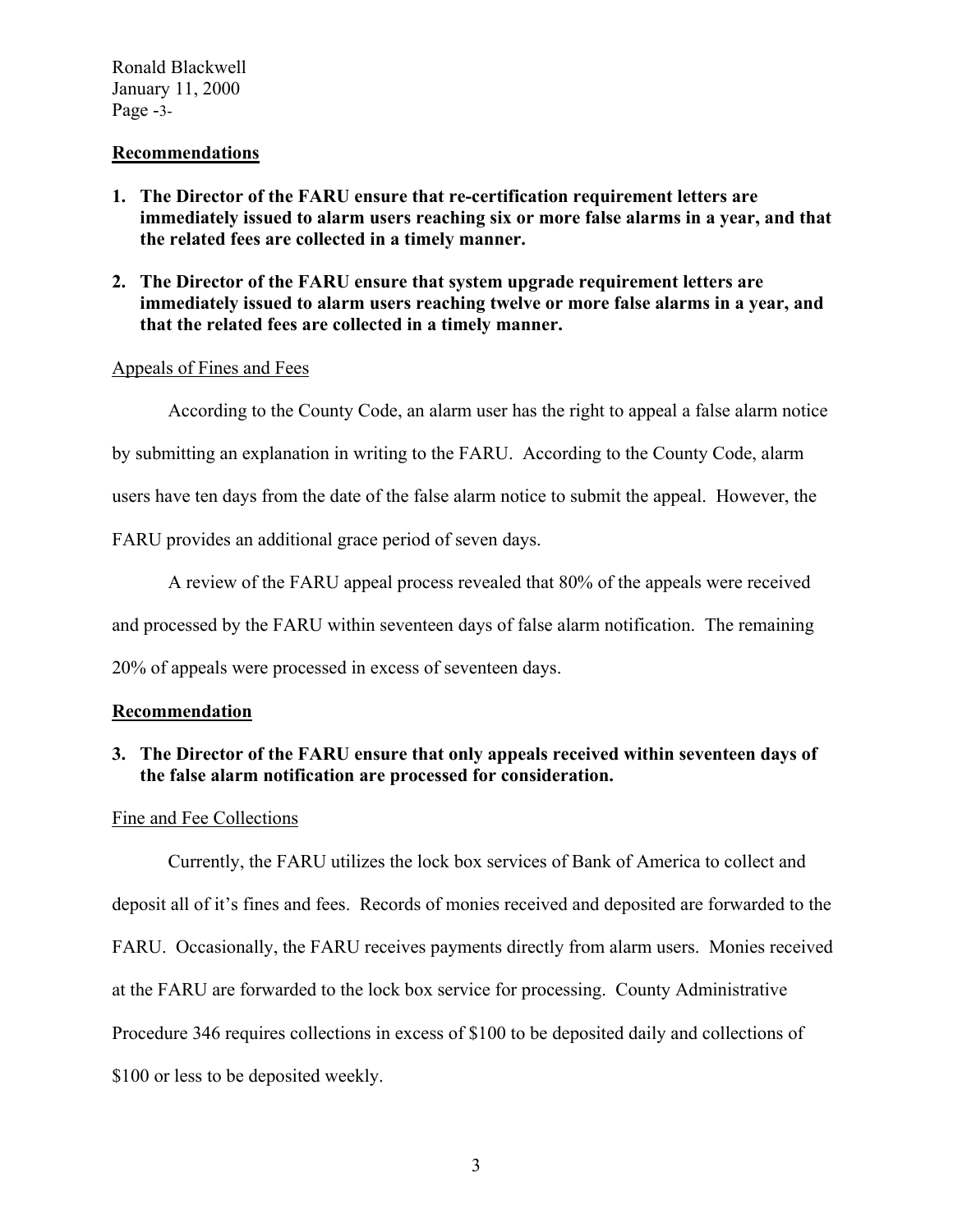## Recommendations

1. **The Director of the FARU ensure that re-certification requirement letters are immediately issued to alarm users reaching six or more false alarms in a year, and that the related fees are collected in a timely manner.**

2. **The Director of the FARU ensure that system upgrade requirement letters are immediately issued to alarm users reaching twelve or more false alarms in a year, and that the related fees are collected in a timely manner.**

### Appeals of Fines and Fees

According to the County Code, an alarm user has the right to appeal a false alarm notice by submitting an explanation in writing to the FARU. According to the County Code, alarm users have ten days from the date of the false alarm notice to submit the appeal. However, the FARU provides an additional grace period of seven days.

A review of the FARU appeal process revealed that 80% of the appeals were received and processed by the FARU within seventeen days of false alarm notification. The remaining 20% of appeals were processed in excess of seventeen days.

## Recommendation

3. **The Director of the FARU ensure that only appeals received within seventeen days of the false alarm notification are processed for consideration.**

### Fine and Fee Collections

Currently, the FARU utilizes the lock box services of Bank of America to collect and deposit all of it's fines and fees. Records of monies received and deposited are forwarded to the FARU. Occasionally, the FARU receives payments directly from alarm users. Monies received at the FARU are forwarded to the lock box service for processing. County Administrative Procedure 346 requires collections in excess of $100 to be deposited daily and collections of $100 or less to be deposited weekly.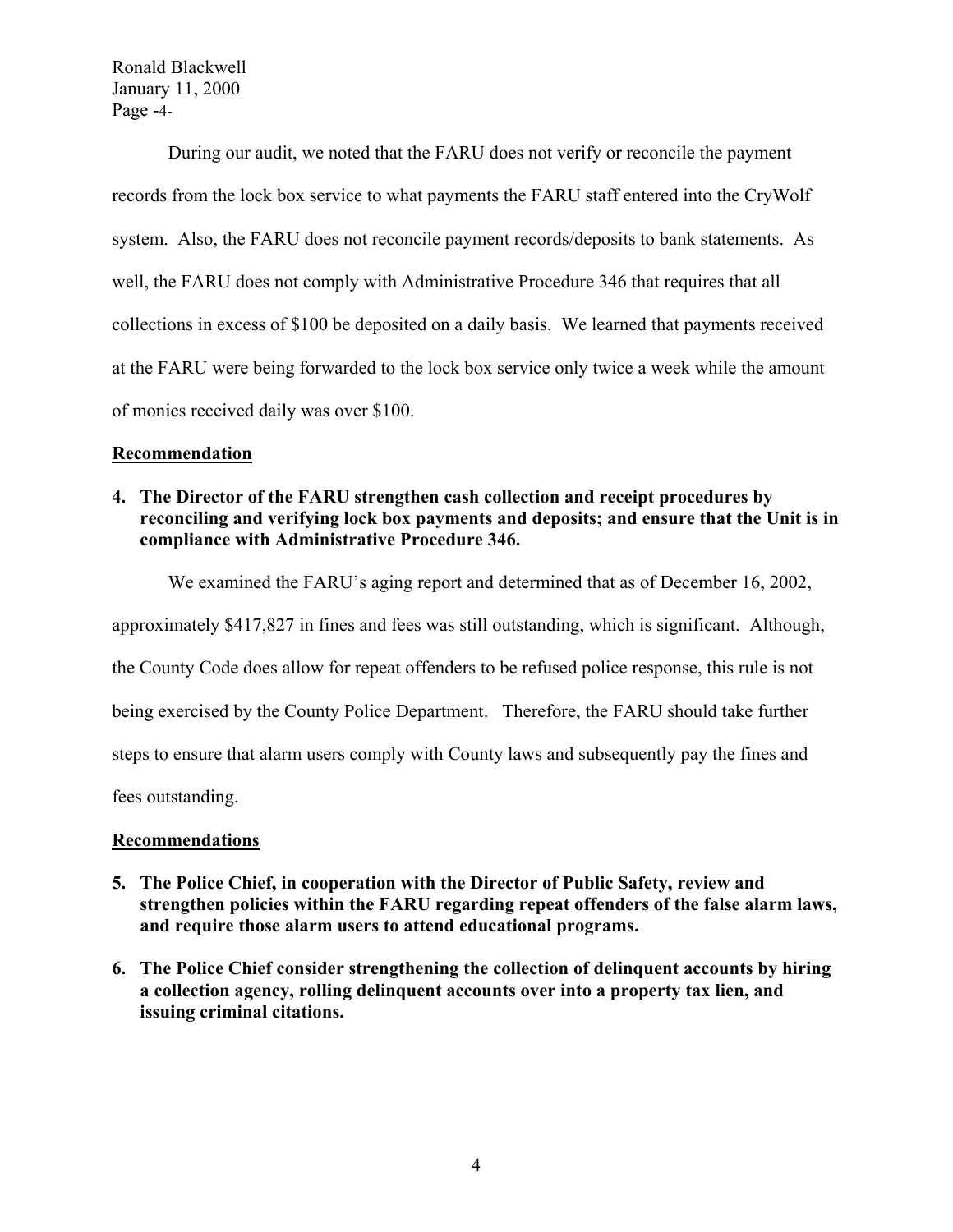During our audit, we noted that the FARU does not verify or reconcile the payment records from the lock box service to what payments the FARU staff entered into the CryWolf system. Also, the FARU does not reconcile payment records/deposits to bank statements. As well, the FARU does not comply with Administrative Procedure 346 that requires that all collections in excess of $100 be deposited on a daily basis. We learned that payments received at the FARU were being forwarded to the lock box service only twice a week while the amount of monies received daily was over $100.

**Recommendation**

4. **The Director of the FARU strengthen cash collection and receipt procedures by reconciling and verifying lock box payments and deposits; and ensure that the Unit is in compliance with Administrative Procedure 346.**

We examined the FARU's aging report and determined that as of December 16, 2002, approximately $417,827 in fines and fees was still outstanding, which is significant. Although, the County Code does allow for repeat offenders to be refused police response, this rule is not being exercised by the County Police Department. Therefore, the FARU should take further steps to ensure that alarm users comply with County laws and subsequently pay the fines and fees outstanding.

**Recommendations**

5. **The Police Chief, in cooperation with the Director of Public Safety, review and strengthen policies within the FARU regarding repeat offenders of the false alarm laws, and require those alarm users to attend educational programs.**

6. **The Police Chief consider strengthening the collection of delinquent accounts by hiring a collection agency, rolling delinquent accounts over into a property tax lien, and issuing criminal citations.**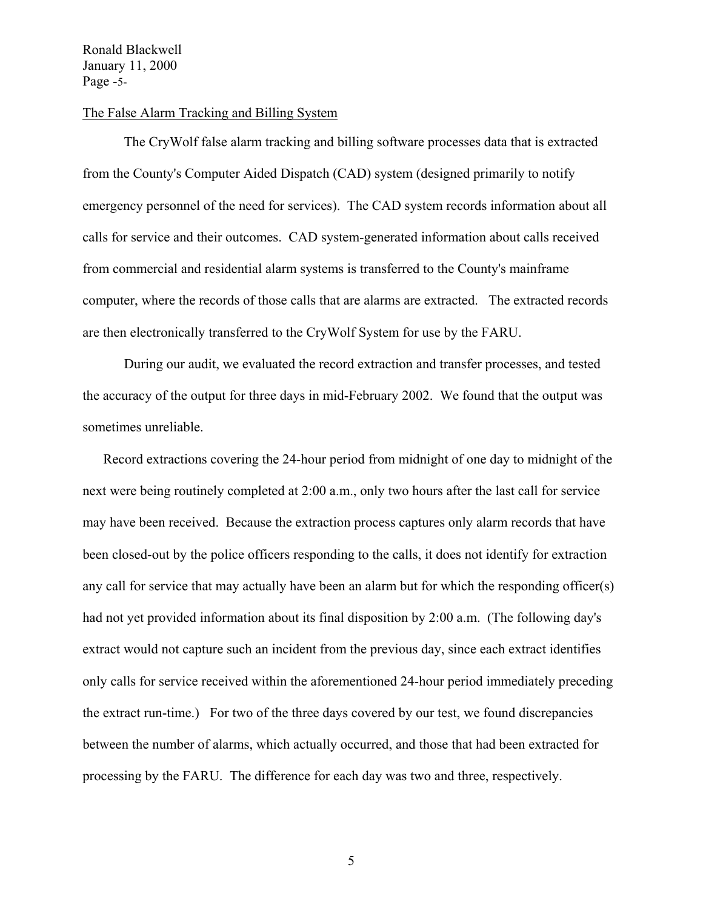## The False Alarm Tracking and Billing System

The CryWolf false alarm tracking and billing software processes data that is extracted from the County's Computer Aided Dispatch (CAD) system (designed primarily to notify emergency personnel of the need for services). The CAD system records information about all calls for service and their outcomes. CAD system-generated information about calls received from commercial and residential alarm systems is transferred to the County's mainframe computer, where the records of those calls that are alarms are extracted. The extracted records are then electronically transferred to the CryWolf System for use by the FARU.

During our audit, we evaluated the record extraction and transfer processes, and tested the accuracy of the output for three days in mid-February 2002. We found that the output was sometimes unreliable.

Record extractions covering the 24-hour period from midnight of one day to midnight of the next were being routinely completed at 2:00 a.m., only two hours after the last call for service may have been received. Because the extraction process captures only alarm records that have been closed-out by the police officers responding to the calls, it does not identify for extraction any call for service that may actually have been an alarm but for which the responding officer(s) had not yet provided information about its final disposition by 2:00 a.m. (The following day's extract would not capture such an incident from the previous day, since each extract identifies only calls for service received within the aforementioned 24-hour period immediately preceding the extract run-time.) For two of the three days covered by our test, we found discrepancies between the number of alarms, which actually occurred, and those that had been extracted for processing by the FARU. The difference for each day was two and three, respectively.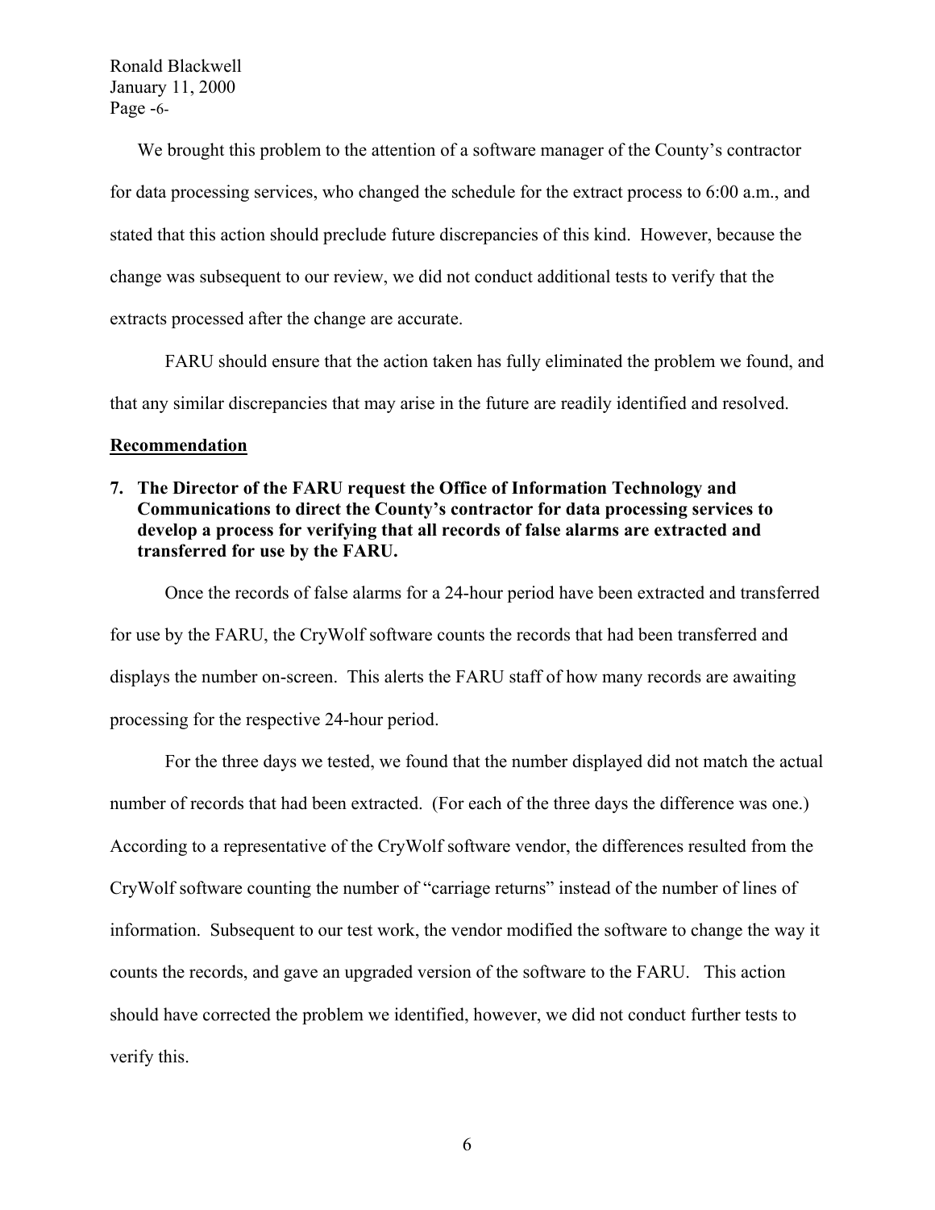We brought this problem to the attention of a software manager of the County's contractor for data processing services, who changed the schedule for the extract process to 6:00 a.m., and stated that this action should preclude future discrepancies of this kind. However, because the change was subsequent to our review, we did not conduct additional tests to verify that the extracts processed after the change are accurate.

FARU should ensure that the action taken has fully eliminated the problem we found, and that any similar discrepancies that may arise in the future are readily identified and resolved.

**Recommendation**

**7. The Director of the FARU request the Office of Information Technology and Communications to direct the County's contractor for data processing services to develop a process for verifying that all records of false alarms are extracted and transferred for use by the FARU.**

Once the records of false alarms for a 24-hour period have been extracted and transferred for use by the FARU, the CryWolf software counts the records that had been transferred and displays the number on-screen. This alerts the FARU staff of how many records are awaiting processing for the respective 24-hour period.

For the three days we tested, we found that the number displayed did not match the actual number of records that had been extracted. (For each of the three days the difference was one.) According to a representative of the CryWolf software vendor, the differences resulted from the CryWolf software counting the number of "carriage returns" instead of the number of lines of information. Subsequent to our test work, the vendor modified the software to change the way it counts the records, and gave an upgraded version of the software to the FARU. This action should have corrected the problem we identified, however, we did not conduct further tests to verify this.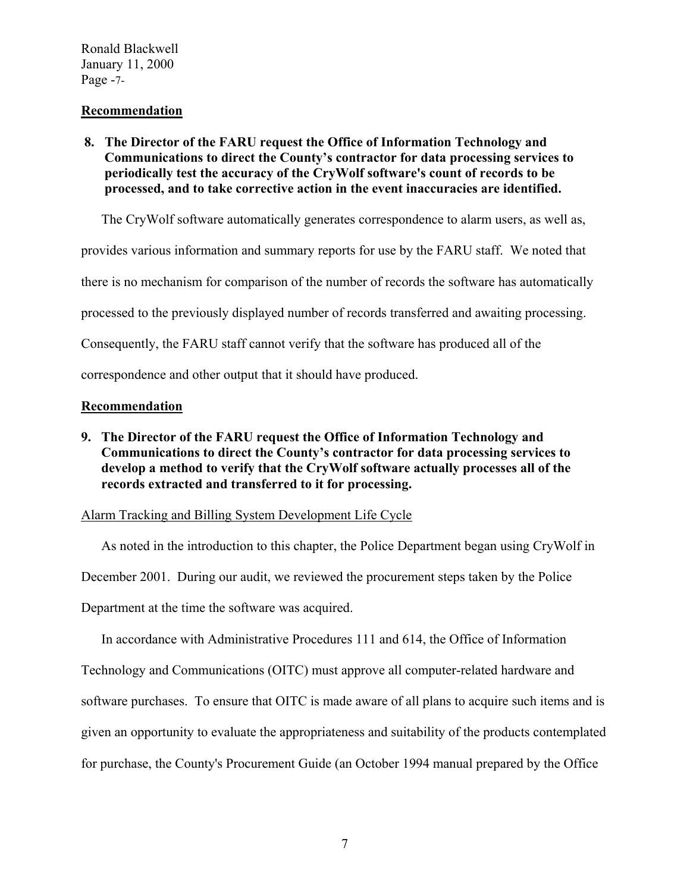**Recommendation**

**8. The Director of the FARU request the Office of Information Technology and Communications to direct the County's contractor for data processing services to periodically test the accuracy of the CryWolf software's count of records to be processed, and to take corrective action in the event inaccuracies are identified.**

The CryWolf software automatically generates correspondence to alarm users, as well as, provides various information and summary reports for use by the FARU staff. We noted that there is no mechanism for comparison of the number of records the software has automatically processed to the previously displayed number of records transferred and awaiting processing. Consequently, the FARU staff cannot verify that the software has produced all of the correspondence and other output that it should have produced.

**Recommendation**

**9. The Director of the FARU request the Office of Information Technology and Communications to direct the County's contractor for data processing services to develop a method to verify that the CryWolf software actually processes all of the records extracted and transferred to it for processing.**

<u>Alarm Tracking and Billing System Development Life Cycle</u>

As noted in the introduction to this chapter, the Police Department began using CryWolf in December 2001. During our audit, we reviewed the procurement steps taken by the Police Department at the time the software was acquired.

In accordance with Administrative Procedures 111 and 614, the Office of Information Technology and Communications (OITC) must approve all computer-related hardware and software purchases. To ensure that OITC is made aware of all plans to acquire such items and is given an opportunity to evaluate the appropriateness and suitability of the products contemplated for purchase, the County's Procurement Guide (an October 1994 manual prepared by the Office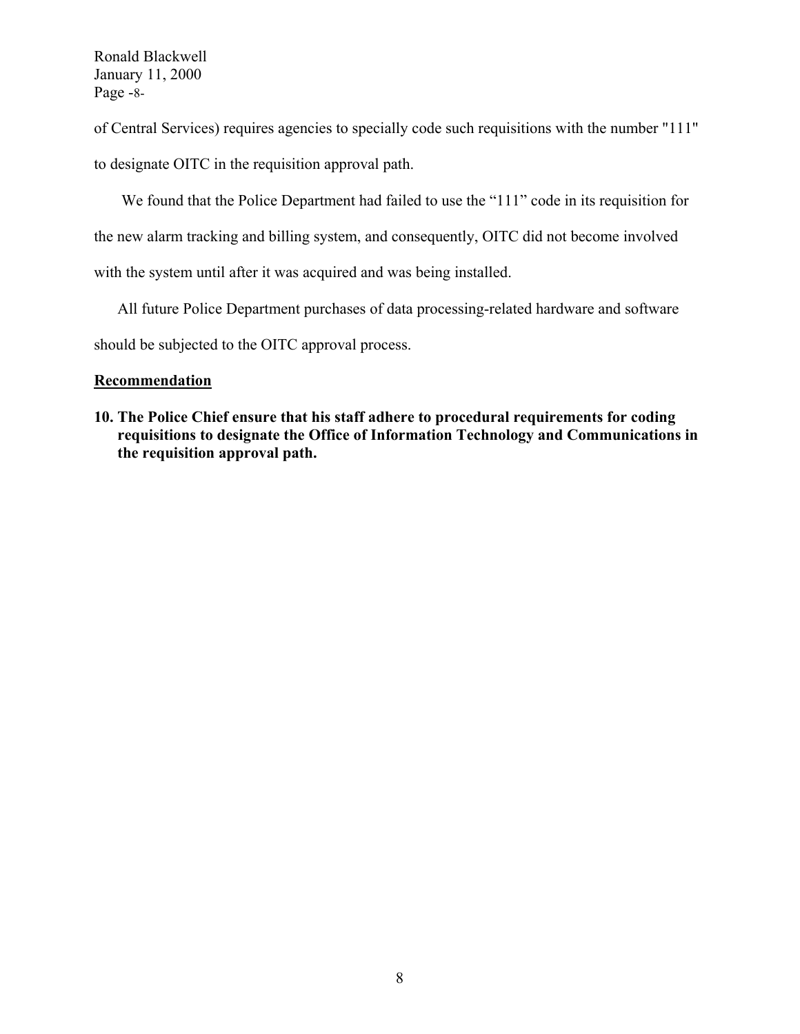of Central Services) requires agencies to specially code such requisitions with the number "111" to designate OITC in the requisition approval path.

We found that the Police Department had failed to use the “111” code in its requisition for the new alarm tracking and billing system, and consequently, OITC did not become involved with the system until after it was acquired and was being installed.

All future Police Department purchases of data processing-related hardware and software should be subjected to the OITC approval process.

**Recommendation**

**10. The Police Chief ensure that his staff adhere to procedural requirements for coding requisitions to designate the Office of Information Technology and Communications in the requisition approval path.**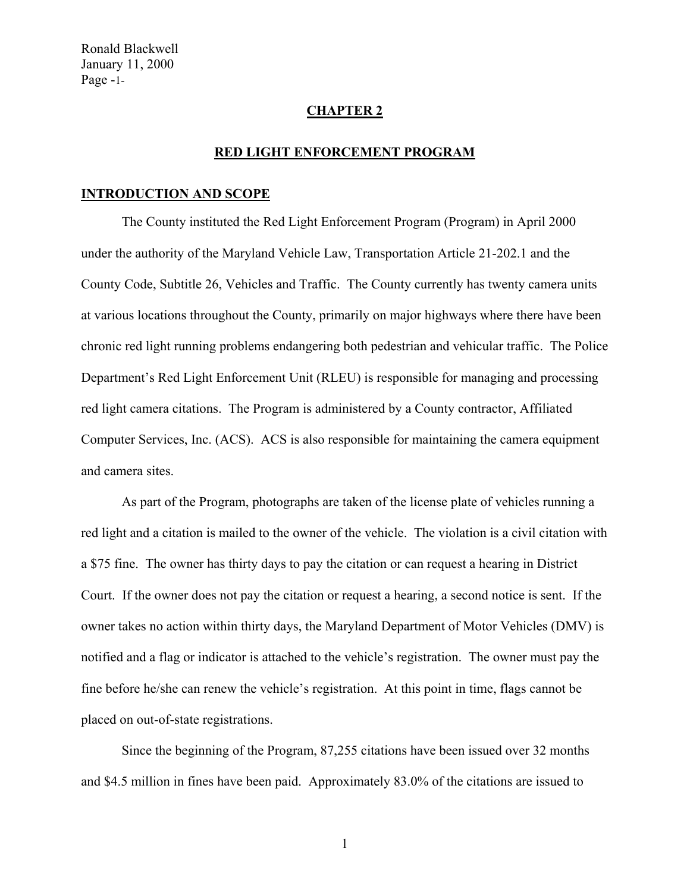## CHAPTER 2

## RED LIGHT ENFORCEMENT PROGRAM

### INTRODUCTION AND SCOPE

The County instituted the Red Light Enforcement Program (Program) in April 2000 under the authority of the Maryland Vehicle Law, Transportation Article 21-202.1 and the County Code, Subtitle 26, Vehicles and Traffic. The County currently has twenty camera units at various locations throughout the County, primarily on major highways where there have been chronic red light running problems endangering both pedestrian and vehicular traffic. The Police Department's Red Light Enforcement Unit (RLEU) is responsible for managing and processing red light camera citations. The Program is administered by a County contractor, Affiliated Computer Services, Inc. (ACS). ACS is also responsible for maintaining the camera equipment and camera sites.

As part of the Program, photographs are taken of the license plate of vehicles running a red light and a citation is mailed to the owner of the vehicle. The violation is a civil citation with a $75 fine. The owner has thirty days to pay the citation or can request a hearing in District Court. If the owner does not pay the citation or request a hearing, a second notice is sent. If the owner takes no action within thirty days, the Maryland Department of Motor Vehicles (DMV) is notified and a flag or indicator is attached to the vehicle's registration. The owner must pay the fine before he/she can renew the vehicle's registration. At this point in time, flags cannot be placed on out-of-state registrations.

Since the beginning of the Program, 87,255 citations have been issued over 32 months and $4.5 million in fines have been paid. Approximately 83.0% of the citations are issued to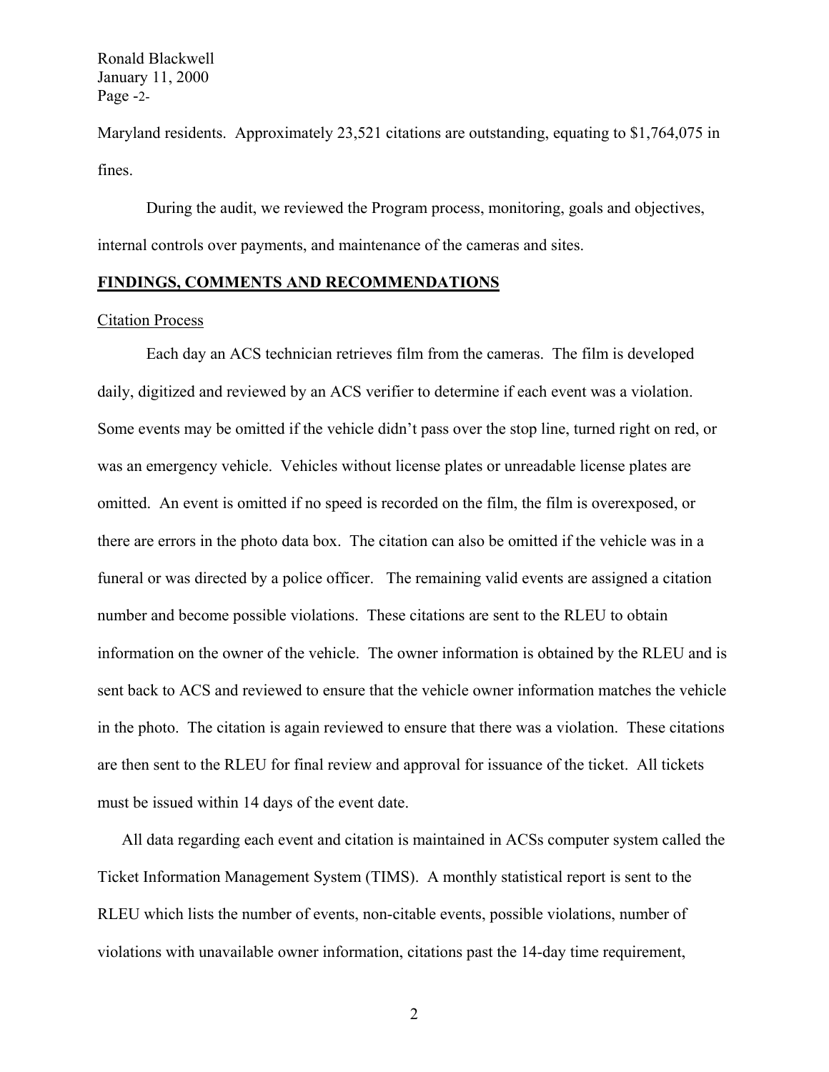Maryland residents. Approximately 23,521 citations are outstanding, equating to $1,764,075 in fines.

During the audit, we reviewed the Program process, monitoring, goals and objectives, internal controls over payments, and maintenance of the cameras and sites.

## FINDINGS, COMMENTS AND RECOMMENDATIONS

### Citation Process

Each day an ACS technician retrieves film from the cameras. The film is developed daily, digitized and reviewed by an ACS verifier to determine if each event was a violation. Some events may be omitted if the vehicle didn't pass over the stop line, turned right on red, or was an emergency vehicle. Vehicles without license plates or unreadable license plates are omitted. An event is omitted if no speed is recorded on the film, the film is overexposed, or there are errors in the photo data box. The citation can also be omitted if the vehicle was in a funeral or was directed by a police officer. The remaining valid events are assigned a citation number and become possible violations. These citations are sent to the RLEU to obtain information on the owner of the vehicle. The owner information is obtained by the RLEU and is sent back to ACS and reviewed to ensure that the vehicle owner information matches the vehicle in the photo. The citation is again reviewed to ensure that there was a violation. These citations are then sent to the RLEU for final review and approval for issuance of the ticket. All tickets must be issued within 14 days of the event date.

All data regarding each event and citation is maintained in ACSs computer system called the Ticket Information Management System (TIMS). A monthly statistical report is sent to the RLEU which lists the number of events, non-citable events, possible violations, number of violations with unavailable owner information, citations past the 14-day time requirement,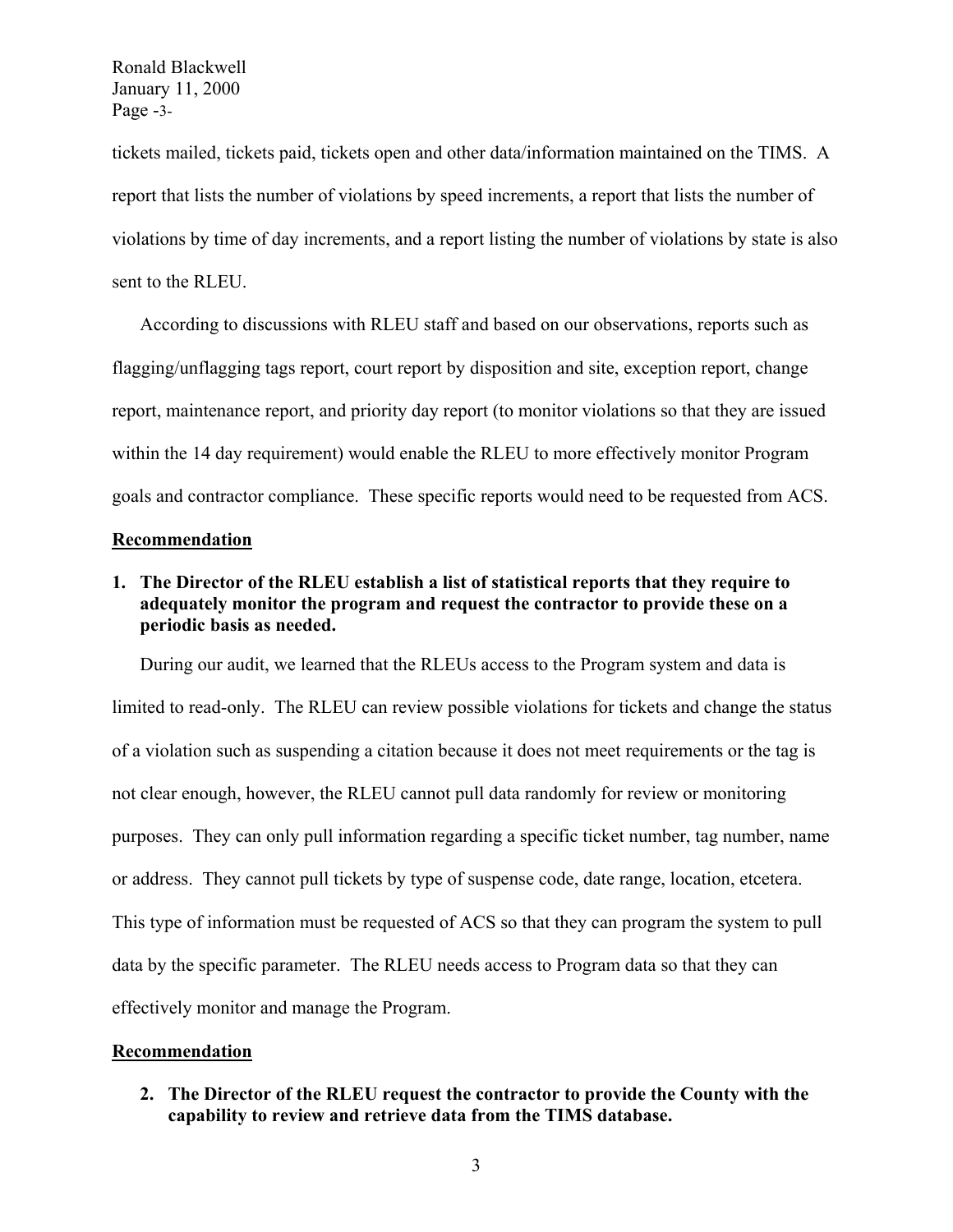tickets mailed, tickets paid, tickets open and other data/information maintained on the TIMS. A report that lists the number of violations by speed increments, a report that lists the number of violations by time of day increments, and a report listing the number of violations by state is also sent to the RLEU.

According to discussions with RLEU staff and based on our observations, reports such as flagging/unflagging tags report, court report by disposition and site, exception report, change report, maintenance report, and priority day report (to monitor violations so that they are issued within the 14 day requirement) would enable the RLEU to more effectively monitor Program goals and contractor compliance. These specific reports would need to be requested from ACS.

**Recommendation**

1. **The Director of the RLEU establish a list of statistical reports that they require to adequately monitor the program and request the contractor to provide these on a periodic basis as needed.**

During our audit, we learned that the RLEUs access to the Program system and data is limited to read-only. The RLEU can review possible violations for tickets and change the status of a violation such as suspending a citation because it does not meet requirements or the tag is not clear enough, however, the RLEU cannot pull data randomly for review or monitoring purposes. They can only pull information regarding a specific ticket number, tag number, name or address. They cannot pull tickets by type of suspense code, date range, location, etcetera. This type of information must be requested of ACS so that they can program the system to pull data by the specific parameter. The RLEU needs access to Program data so that they can effectively monitor and manage the Program.

**Recommendation**

2. **The Director of the RLEU request the contractor to provide the County with the capability to review and retrieve data from the TIMS database.**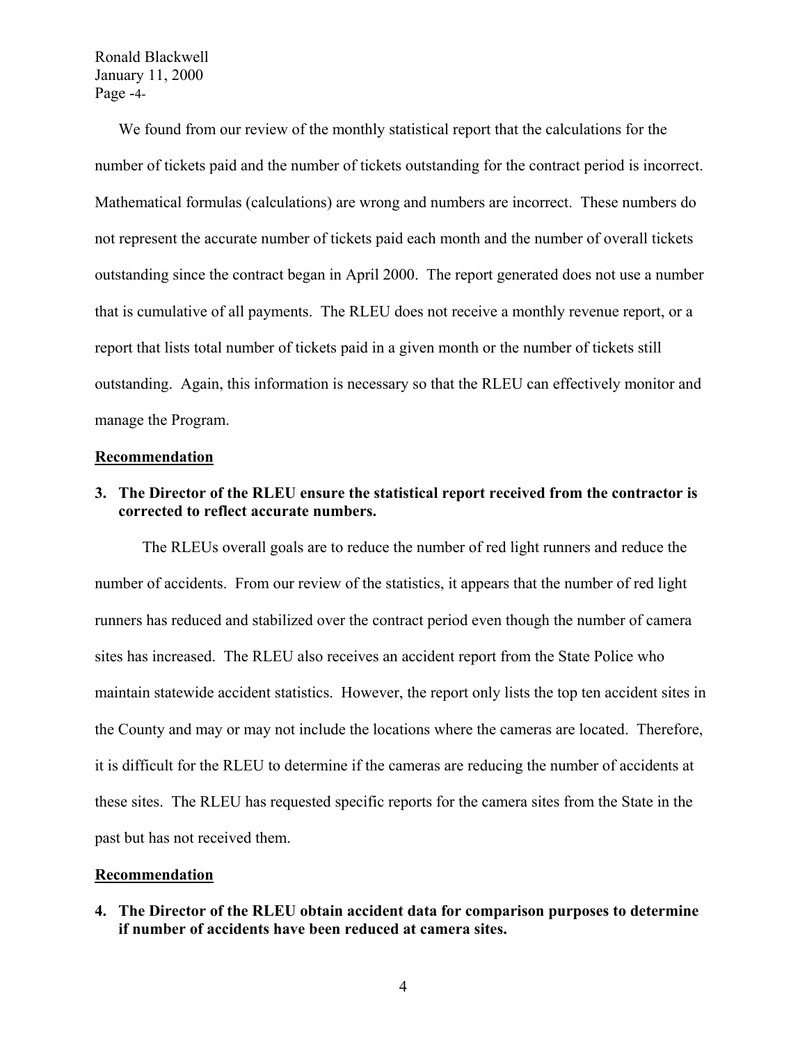We found from our review of the monthly statistical report that the calculations for the number of tickets paid and the number of tickets outstanding for the contract period is incorrect. Mathematical formulas (calculations) are wrong and numbers are incorrect. These numbers do not represent the accurate number of tickets paid each month and the number of overall tickets outstanding since the contract began in April 2000. The report generated does not use a number that is cumulative of all payments. The RLEU does not receive a monthly revenue report, or a report that lists total number of tickets paid in a given month or the number of tickets still outstanding. Again, this information is necessary so that the RLEU can effectively monitor and manage the Program.

**Recommendation**

**3. The Director of the RLEU ensure the statistical report received from the contractor is corrected to reflect accurate numbers.**

The RLEUs overall goals are to reduce the number of red light runners and reduce the number of accidents. From our review of the statistics, it appears that the number of red light runners has reduced and stabilized over the contract period even though the number of camera sites has increased. The RLEU also receives an accident report from the State Police who maintain statewide accident statistics. However, the report only lists the top ten accident sites in the County and may or may not include the locations where the cameras are located. Therefore, it is difficult for the RLEU to determine if the cameras are reducing the number of accidents at these sites. The RLEU has requested specific reports for the camera sites from the State in the past but has not received them.

**Recommendation**

**4. The Director of the RLEU obtain accident data for comparison purposes to determine if number of accidents have been reduced at camera sites.**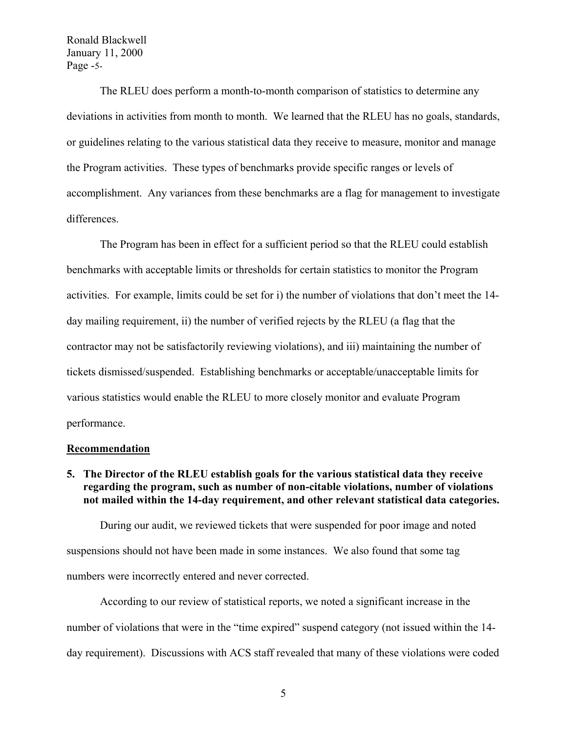The RLEU does perform a month-to-month comparison of statistics to determine any deviations in activities from month to month. We learned that the RLEU has no goals, standards, or guidelines relating to the various statistical data they receive to measure, monitor and manage the Program activities. These types of benchmarks provide specific ranges or levels of accomplishment. Any variances from these benchmarks are a flag for management to investigate differences.

The Program has been in effect for a sufficient period so that the RLEU could establish benchmarks with acceptable limits or thresholds for certain statistics to monitor the Program activities. For example, limits could be set for i) the number of violations that don't meet the 14-day mailing requirement, ii) the number of verified rejects by the RLEU (a flag that the contractor may not be satisfactorily reviewing violations), and iii) maintaining the number of tickets dismissed/suspended. Establishing benchmarks or acceptable/unacceptable limits for various statistics would enable the RLEU to more closely monitor and evaluate Program performance.

**Recommendation**

**5. The Director of the RLEU establish goals for the various statistical data they receive regarding the program, such as number of non-citable violations, number of violations not mailed within the 14-day requirement, and other relevant statistical data categories.**

During our audit, we reviewed tickets that were suspended for poor image and noted suspensions should not have been made in some instances. We also found that some tag numbers were incorrectly entered and never corrected.

According to our review of statistical reports, we noted a significant increase in the number of violations that were in the "time expired" suspend category (not issued within the 14-day requirement). Discussions with ACS staff revealed that many of these violations were coded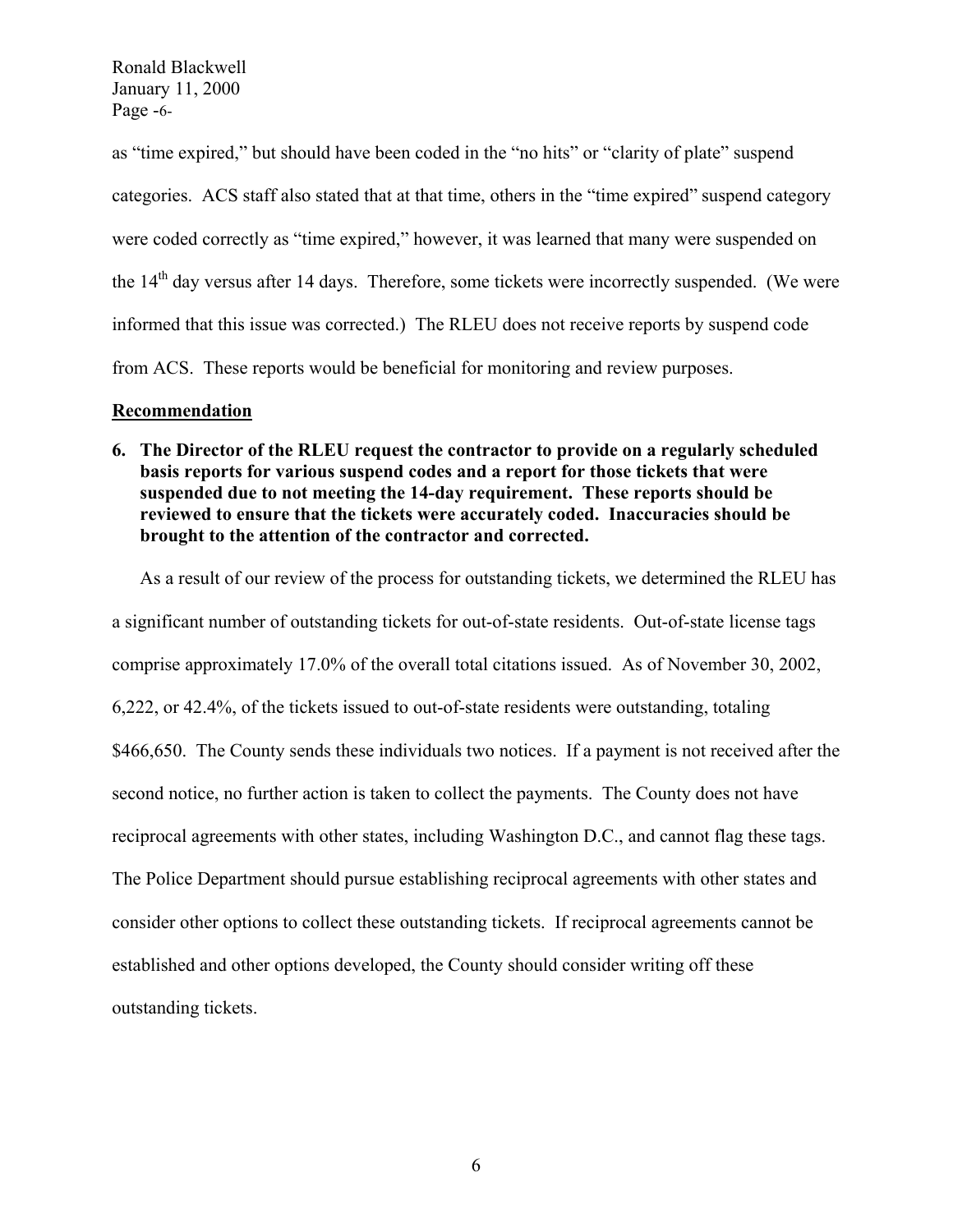as "time expired," but should have been coded in the "no hits" or "clarity of plate" suspend categories. ACS staff also stated that at that time, others in the "time expired" suspend category were coded correctly as "time expired," however, it was learned that many were suspended on the 14th day versus after 14 days. Therefore, some tickets were incorrectly suspended. (We were informed that this issue was corrected.) The RLEU does not receive reports by suspend code from ACS. These reports would be beneficial for monitoring and review purposes.

**Recommendation**

**6. The Director of the RLEU request the contractor to provide on a regularly scheduled basis reports for various suspend codes and a report for those tickets that were suspended due to not meeting the 14-day requirement. These reports should be reviewed to ensure that the tickets were accurately coded. Inaccuracies should be brought to the attention of the contractor and corrected.**

As a result of our review of the process for outstanding tickets, we determined the RLEU has a significant number of outstanding tickets for out-of-state residents. Out-of-state license tags comprise approximately 17.0% of the overall total citations issued. As of November 30, 2002, 6,222, or 42.4%, of the tickets issued to out-of-state residents were outstanding, totaling $466,650. The County sends these individuals two notices. If a payment is not received after the second notice, no further action is taken to collect the payments. The County does not have reciprocal agreements with other states, including Washington D.C., and cannot flag these tags. The Police Department should pursue establishing reciprocal agreements with other states and consider other options to collect these outstanding tickets. If reciprocal agreements cannot be established and other options developed, the County should consider writing off these outstanding tickets.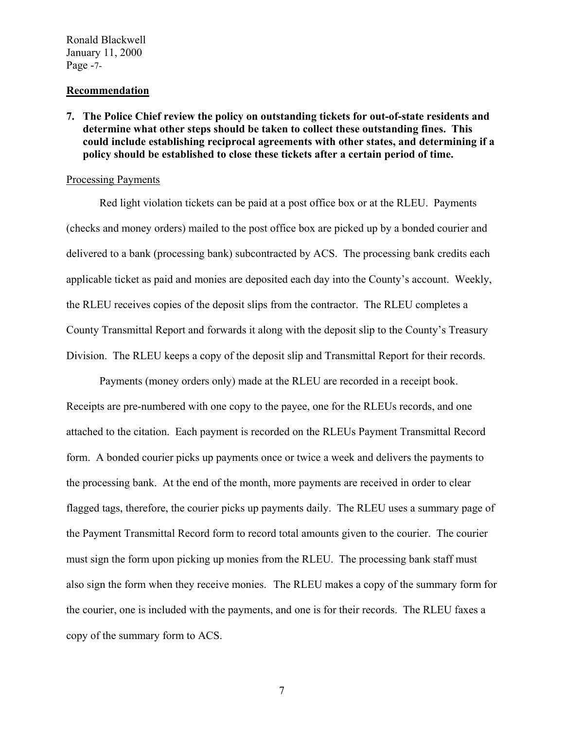**Recommendation**

**7. The Police Chief review the policy on outstanding tickets for out-of-state residents and determine what other steps should be taken to collect these outstanding fines. This could include establishing reciprocal agreements with other states, and determining if a policy should be established to close these tickets after a certain period of time.**

Processing Payments

Red light violation tickets can be paid at a post office box or at the RLEU. Payments (checks and money orders) mailed to the post office box are picked up by a bonded courier and delivered to a bank (processing bank) subcontracted by ACS. The processing bank credits each applicable ticket as paid and monies are deposited each day into the County's account. Weekly, the RLEU receives copies of the deposit slips from the contractor. The RLEU completes a County Transmittal Report and forwards it along with the deposit slip to the County's Treasury Division. The RLEU keeps a copy of the deposit slip and Transmittal Report for their records.

Payments (money orders only) made at the RLEU are recorded in a receipt book. Receipts are pre-numbered with one copy to the payee, one for the RLEUs records, and one attached to the citation. Each payment is recorded on the RLEUs Payment Transmittal Record form. A bonded courier picks up payments once or twice a week and delivers the payments to the processing bank. At the end of the month, more payments are received in order to clear flagged tags, therefore, the courier picks up payments daily. The RLEU uses a summary page of the Payment Transmittal Record form to record total amounts given to the courier. The courier must sign the form upon picking up monies from the RLEU. The processing bank staff must also sign the form when they receive monies. The RLEU makes a copy of the summary form for the courier, one is included with the payments, and one is for their records. The RLEU faxes a copy of the summary form to ACS.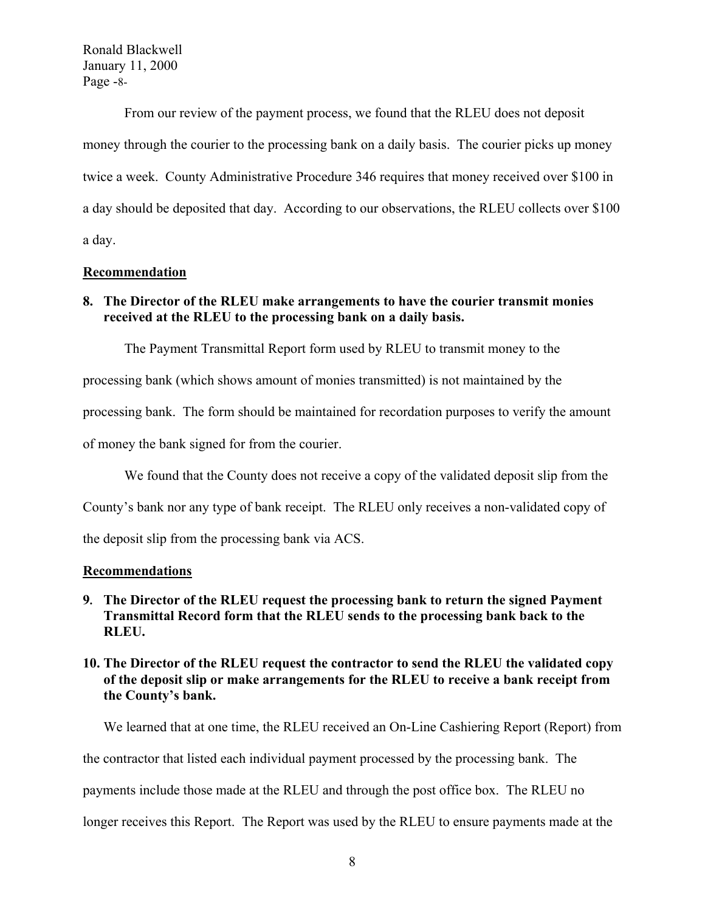From our review of the payment process, we found that the RLEU does not deposit money through the courier to the processing bank on a daily basis. The courier picks up money twice a week. County Administrative Procedure 346 requires that money received over $100 in a day should be deposited that day. According to our observations, the RLEU collects over $100 a day.

**Recommendation**

**8. The Director of the RLEU make arrangements to have the courier transmit monies received at the RLEU to the processing bank on a daily basis.**

The Payment Transmittal Report form used by RLEU to transmit money to the processing bank (which shows amount of monies transmitted) is not maintained by the processing bank. The form should be maintained for recordation purposes to verify the amount of money the bank signed for from the courier.

We found that the County does not receive a copy of the validated deposit slip from the County's bank nor any type of bank receipt. The RLEU only receives a non-validated copy of the deposit slip from the processing bank via ACS.

**Recommendations**

**9. The Director of the RLEU request the processing bank to return the signed Payment Transmittal Record form that the RLEU sends to the processing bank back to the RLEU.**

**10. The Director of the RLEU request the contractor to send the RLEU the validated copy of the deposit slip or make arrangements for the RLEU to receive a bank receipt from the County's bank.**

We learned that at one time, the RLEU received an On-Line Cashiering Report (Report) from the contractor that listed each individual payment processed by the processing bank. The payments include those made at the RLEU and through the post office box. The RLEU no longer receives this Report. The Report was used by the RLEU to ensure payments made at the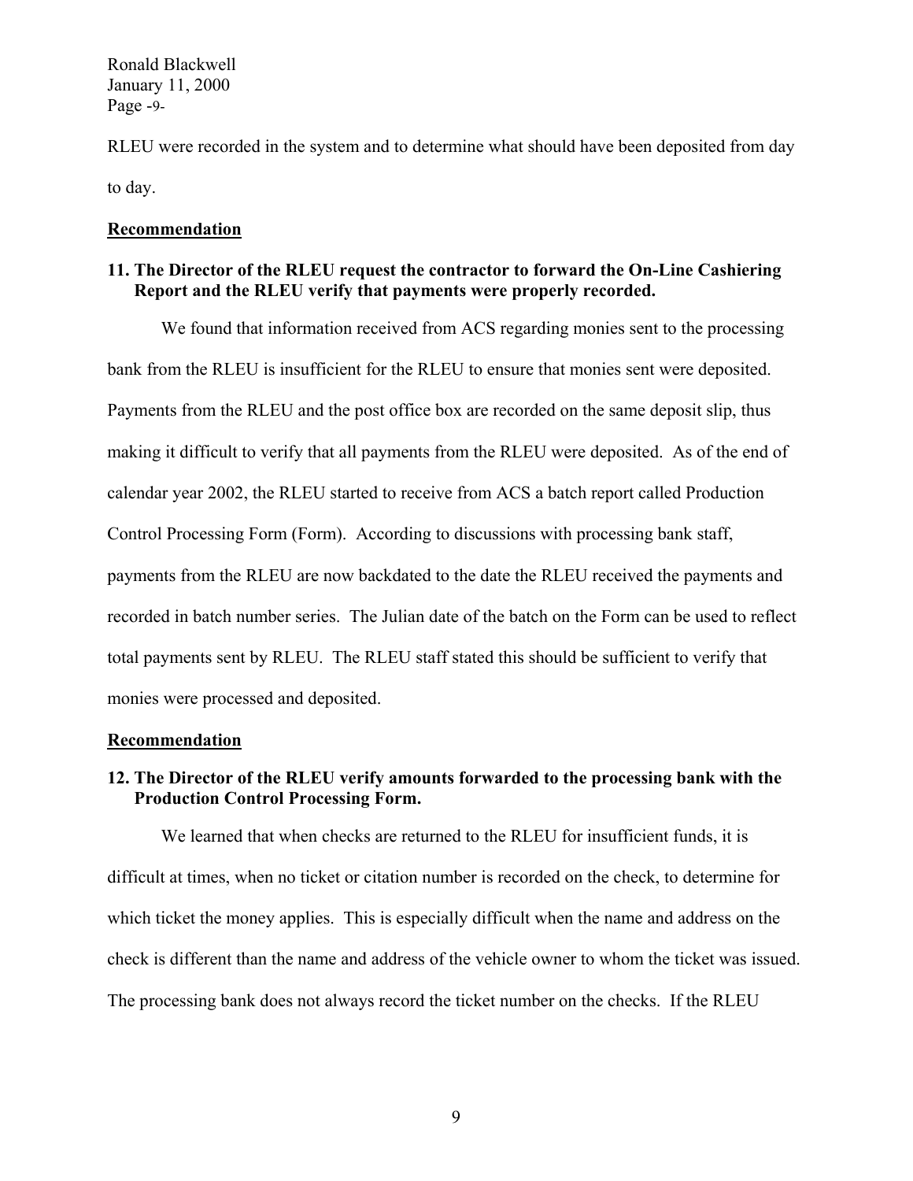RLEU were recorded in the system and to determine what should have been deposited from day to day.

**Recommendation**

**11. The Director of the RLEU request the contractor to forward the On-Line Cashiering Report and the RLEU verify that payments were properly recorded.**

We found that information received from ACS regarding monies sent to the processing bank from the RLEU is insufficient for the RLEU to ensure that monies sent were deposited. Payments from the RLEU and the post office box are recorded on the same deposit slip, thus making it difficult to verify that all payments from the RLEU were deposited. As of the end of calendar year 2002, the RLEU started to receive from ACS a batch report called Production Control Processing Form (Form). According to discussions with processing bank staff, payments from the RLEU are now backdated to the date the RLEU received the payments and recorded in batch number series. The Julian date of the batch on the Form can be used to reflect total payments sent by RLEU. The RLEU staff stated this should be sufficient to verify that monies were processed and deposited.

**Recommendation**

**12. The Director of the RLEU verify amounts forwarded to the processing bank with the Production Control Processing Form.**

We learned that when checks are returned to the RLEU for insufficient funds, it is difficult at times, when no ticket or citation number is recorded on the check, to determine for which ticket the money applies. This is especially difficult when the name and address on the check is different than the name and address of the vehicle owner to whom the ticket was issued. The processing bank does not always record the ticket number on the checks. If the RLEU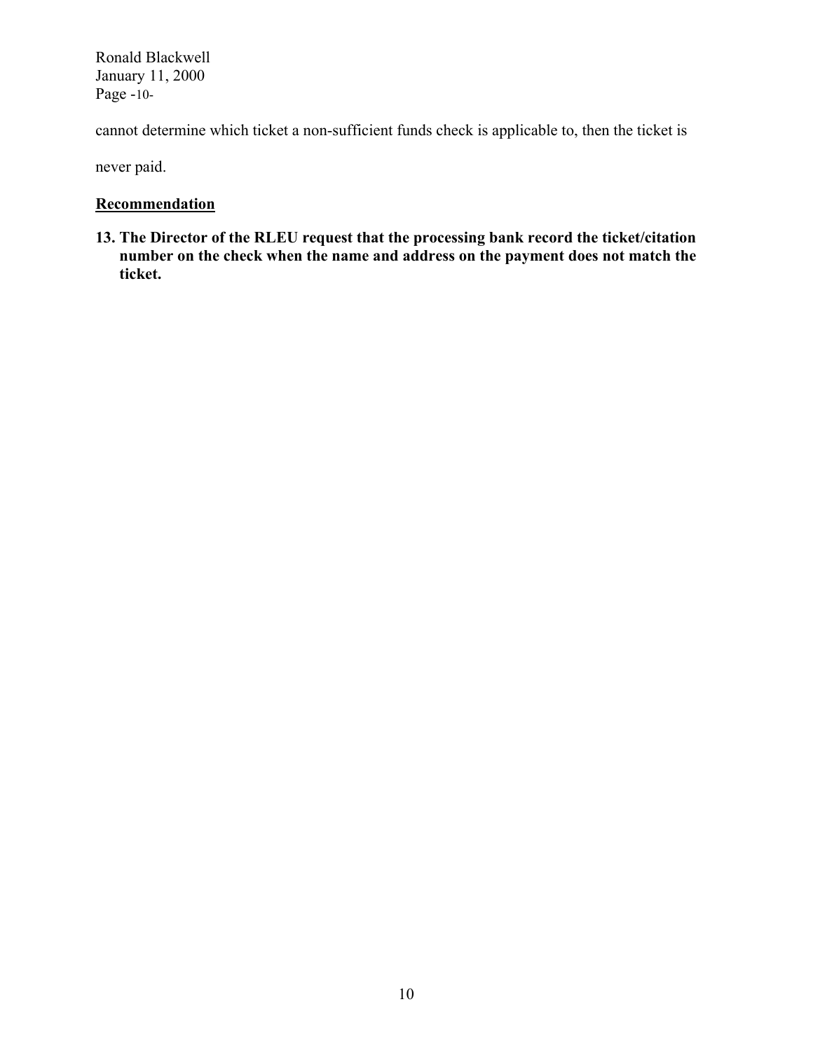cannot determine which ticket a non-sufficient funds check is applicable to, then the ticket is never paid.

**Recommendation**

**13. The Director of the RLEU request that the processing bank record the ticket/citation number on the check when the name and address on the payment does not match the ticket.**